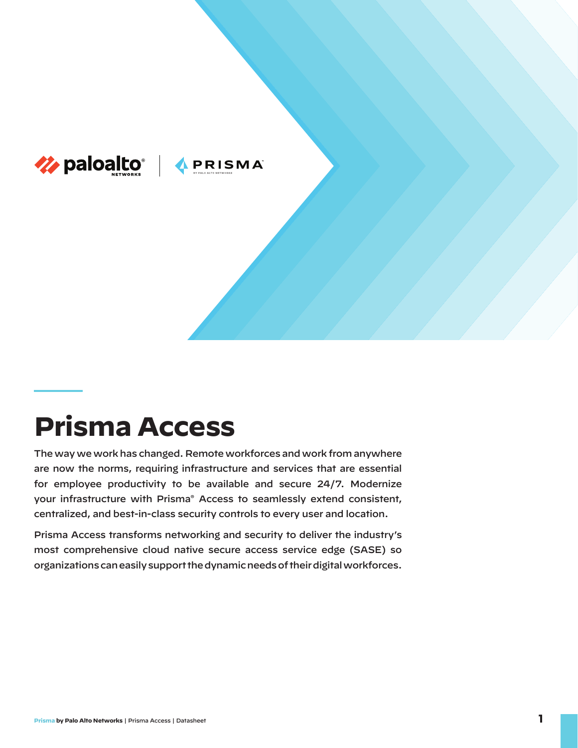# Prisma Access

The way we work has changed. Remote workforces and work from anywhere are now the norms, requiring infrastructure and services that are essential for employee productivity to be available and secure 24/7. Modernize your infrastructure with Prisma® Access to seamlessly extend consistent, centralized, and best-in-class security controls to every user and location.

Prisma Access transforms networking and security to deliver the industry's most comprehensive cloud native secure access service edge (SASE) so organizations can easily support the dynamic needs of their digital workforces.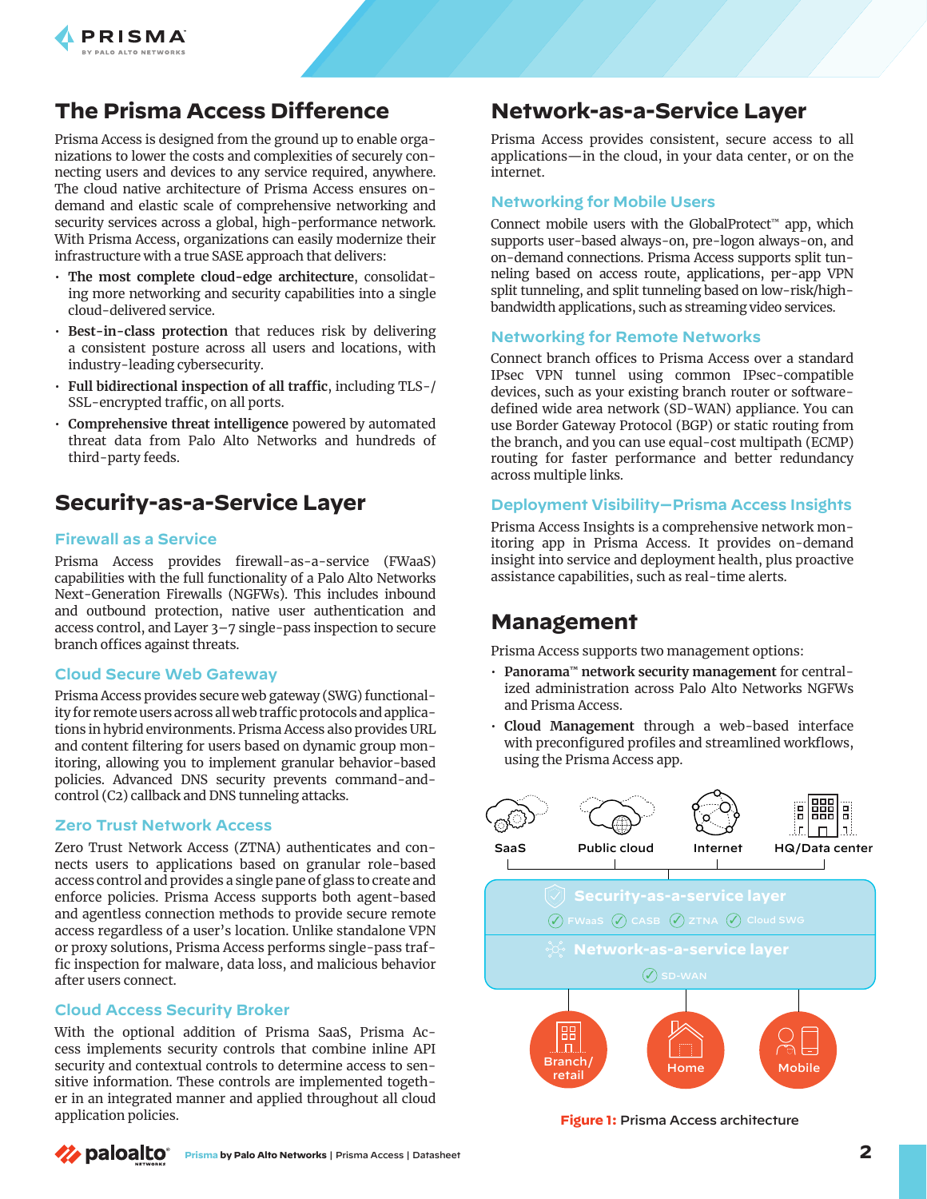## The Prisma Access Difference

Prisma Access is designed from the ground up to enable organizations to lower the costs and complexities of securely connecting users and devices to any service required, anywhere. The cloud native architecture of Prisma Access ensures on-demand and elastic scale of comprehensive networking and security services across a global, high-performance network. With Prisma Access, organizations can easily modernize their infrastructure with a true SASE approach that delivers:

- **The most complete cloud-edge architecture**, consolidating more networking and security capabilities into a single cloud-delivered service.
- **Best-in-class protection** that reduces risk by delivering a consistent posture across all users and locations, with industry-leading cybersecurity.
- **Full bidirectional inspection of all traffic**, including TLS-/SSL-encrypted traffic, on all ports.
- **Comprehensive threat intelligence** powered by automated threat data from Palo Alto Networks and hundreds of third-party feeds.

## Security-as-a-Service Layer

### Firewall as a Service

Prisma Access provides firewall-as-a-service (FWaaS) capabilities with the full functionality of a Palo Alto Networks Next-Generation Firewalls (NGFWs). This includes inbound and outbound protection, native user authentication and access control, and Layer 3–7 single-pass inspection to secure branch offices against threats.

### Cloud Secure Web Gateway

Prisma Access provides secure web gateway (SWG) functionality for remote users across all web traffic protocols and applications in hybrid environments. Prisma Access also provides URL and content filtering for users based on dynamic group monitoring, allowing you to implement granular behavior-based policies. Advanced DNS security prevents command-and-control (C2) callback and DNS tunneling attacks.

### Zero Trust Network Access

Zero Trust Network Access (ZTNA) authenticates and connects users to applications based on granular role-based access control and provides a single pane of glass to create and enforce policies. Prisma Access supports both agent-based and agentless connection methods to provide secure remote access regardless of a user's location. Unlike standalone VPN or proxy solutions, Prisma Access performs single-pass traffic inspection for malware, data loss, and malicious behavior after users connect.

### Cloud Access Security Broker

With the optional addition of Prisma SaaS, Prisma Access implements security controls that combine inline API security and contextual controls to determine access to sensitive information. These controls are implemented together in an integrated manner and applied throughout all cloud application policies.

## Network-as-a-Service Layer

Prisma Access provides consistent, secure access to all applications—in the cloud, in your data center, or on the internet.

### Networking for Mobile Users

Connect mobile users with the GlobalProtect™ app, which supports user-based always-on, pre-logon always-on, and on-demand connections. Prisma Access supports split tunneling based on access route, applications, per-app VPN split tunneling, and split tunneling based on low-risk/high-bandwidth applications, such as streaming video services.

### Networking for Remote Networks

Connect branch offices to Prisma Access over a standard IPsec VPN tunnel using common IPsec-compatible devices, such as your existing branch router or software-defined wide area network (SD-WAN) appliance. You can use Border Gateway Protocol (BGP) or static routing from the branch, and you can use equal-cost multipath (ECMP) routing for faster performance and better redundancy across multiple links.

### Deployment Visibility—Prisma Access Insights

Prisma Access Insights is a comprehensive network monitoring app in Prisma Access. It provides on-demand insight into service and deployment health, plus proactive assistance capabilities, such as real-time alerts.

## Management

Prisma Access supports two management options:

- **Panorama™ network security management** for centralized administration across Palo Alto Networks NGFWs and Prisma Access.
- **Cloud Management** through a web-based interface with preconfigured profiles and streamlined workflows, using the Prisma Access app.

SaaS | Public cloud | Internet | HQ/Data center

Security-as-a-service layer: FWaaS, CASB, ZTNA, Cloud SWG

Network-as-a-service layer: SD-WAN

Branch/retail | Home | Mobile

**Figure 1:** Prisma Access architecture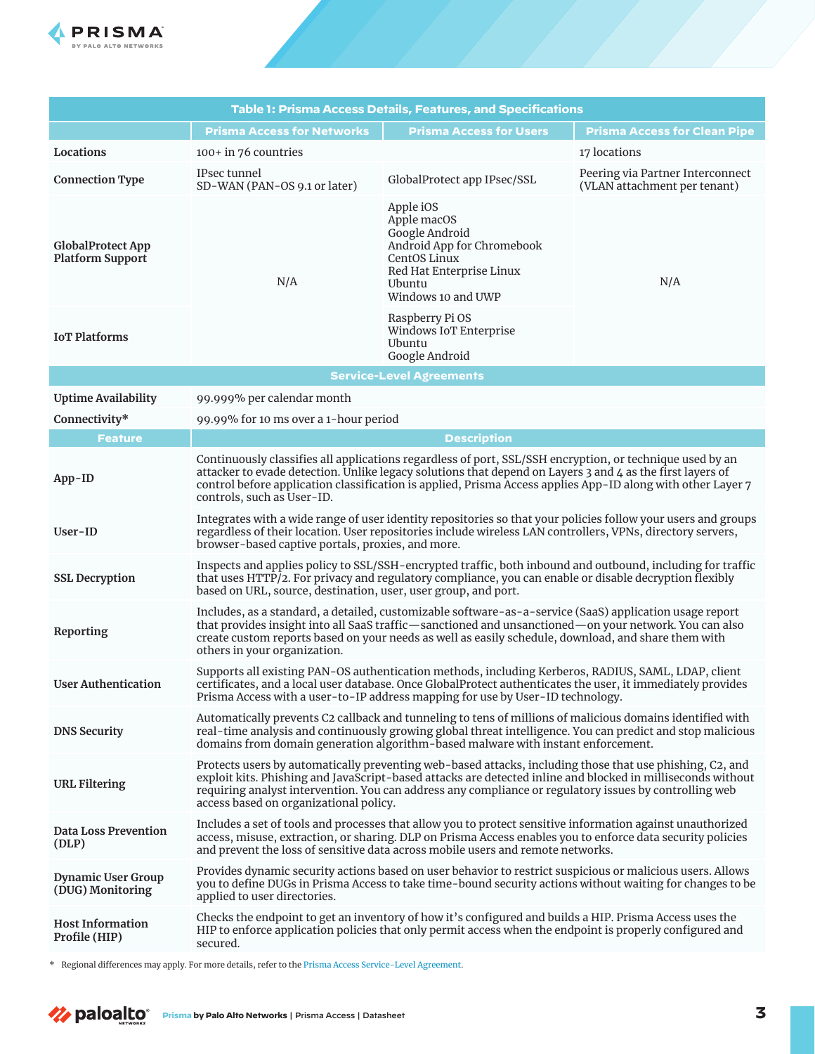| Table 1: Prisma Access Details, Features, and Specifications | | | |
|---|---|---|---|
| | **Prisma Access for Networks** | **Prisma Access for Users** | **Prisma Access for Clean Pipe** |
| **Locations** | 100+ in 76 countries | | 17 locations |
| **Connection Type** | IPsec tunnel<br>SD-WAN (PAN-OS 9.1 or later) | GlobalProtect app IPsec/SSL | Peering via Partner Interconnect (VLAN attachment per tenant) |
| **GlobalProtect App Platform Support** | N/A | Apple iOS<br>Apple macOS<br>Google Android<br>Android App for Chromebook<br>CentOS Linux<br>Red Hat Enterprise Linux<br>Ubuntu<br>Windows 10 and UWP | N/A |
| **IoT Platforms** | | Raspberry Pi OS<br>Windows IoT Enterprise<br>Ubuntu<br>Google Android | |
| **Service-Level Agreements** | | | |
| **Uptime Availability** | 99.999% per calendar month | | |
| **Connectivity*** | 99.99% for 10 ms over a 1-hour period | | |
| **Feature** | **Description** | | |
| **App-ID** | Continuously classifies all applications regardless of port, SSL/SSH encryption, or technique used by an attacker to evade detection. Unlike legacy solutions that depend on Layers 3 and 4 as the first layers of control before application classification is applied, Prisma Access applies App-ID along with other Layer 7 controls, such as User-ID. | | |
| **User-ID** | Integrates with a wide range of user identity repositories so that your policies follow your users and groups regardless of their location. User repositories include wireless LAN controllers, VPNs, directory servers, browser-based captive portals, proxies, and more. | | |
| **SSL Decryption** | Inspects and applies policy to SSL/SSH-encrypted traffic, both inbound and outbound, including for traffic that uses HTTP/2. For privacy and regulatory compliance, you can enable or disable decryption flexibly based on URL, source, destination, user, user group, and port. | | |
| **Reporting** | Includes, as a standard, a detailed, customizable software-as-a-service (SaaS) application usage report that provides insight into all SaaS traffic—sanctioned and unsanctioned—on your network. You can also create custom reports based on your needs as well as easily schedule, download, and share them with others in your organization. | | |
| **User Authentication** | Supports all existing PAN-OS authentication methods, including Kerberos, RADIUS, SAML, LDAP, client certificates, and a local user database. Once GlobalProtect authenticates the user, it immediately provides Prisma Access with a user-to-IP address mapping for use by User-ID technology. | | |
| **DNS Security** | Automatically prevents C2 callback and tunneling to tens of millions of malicious domains identified with real-time analysis and continuously growing global threat intelligence. You can predict and stop malicious domains from domain generation algorithm-based malware with instant enforcement. | | |
| **URL Filtering** | Protects users by automatically preventing web-based attacks, including those that use phishing, C2, and exploit kits. Phishing and JavaScript-based attacks are detected inline and blocked in milliseconds without requiring analyst intervention. You can address any compliance or regulatory issues by controlling web access based on organizational policy. | | |
| **Data Loss Prevention (DLP)** | Includes a set of tools and processes that allow you to protect sensitive information against unauthorized access, misuse, extraction, or sharing. DLP on Prisma Access enables you to enforce data security policies and prevent the loss of sensitive data across mobile users and remote networks. | | |
| **Dynamic User Group (DUG) Monitoring** | Provides dynamic security actions based on user behavior to restrict suspicious or malicious users. Allows you to define DUGs in Prisma Access to take time-bound security actions without waiting for changes to be applied to user directories. | | |
| **Host Information Profile (HIP)** | Checks the endpoint to get an inventory of how it's configured and builds a HIP. Prisma Access uses the HIP to enforce application policies that only permit access when the endpoint is properly configured and secured. | | |

\* Regional differences may apply. For more details, refer to the Prisma Access Service-Level Agreement.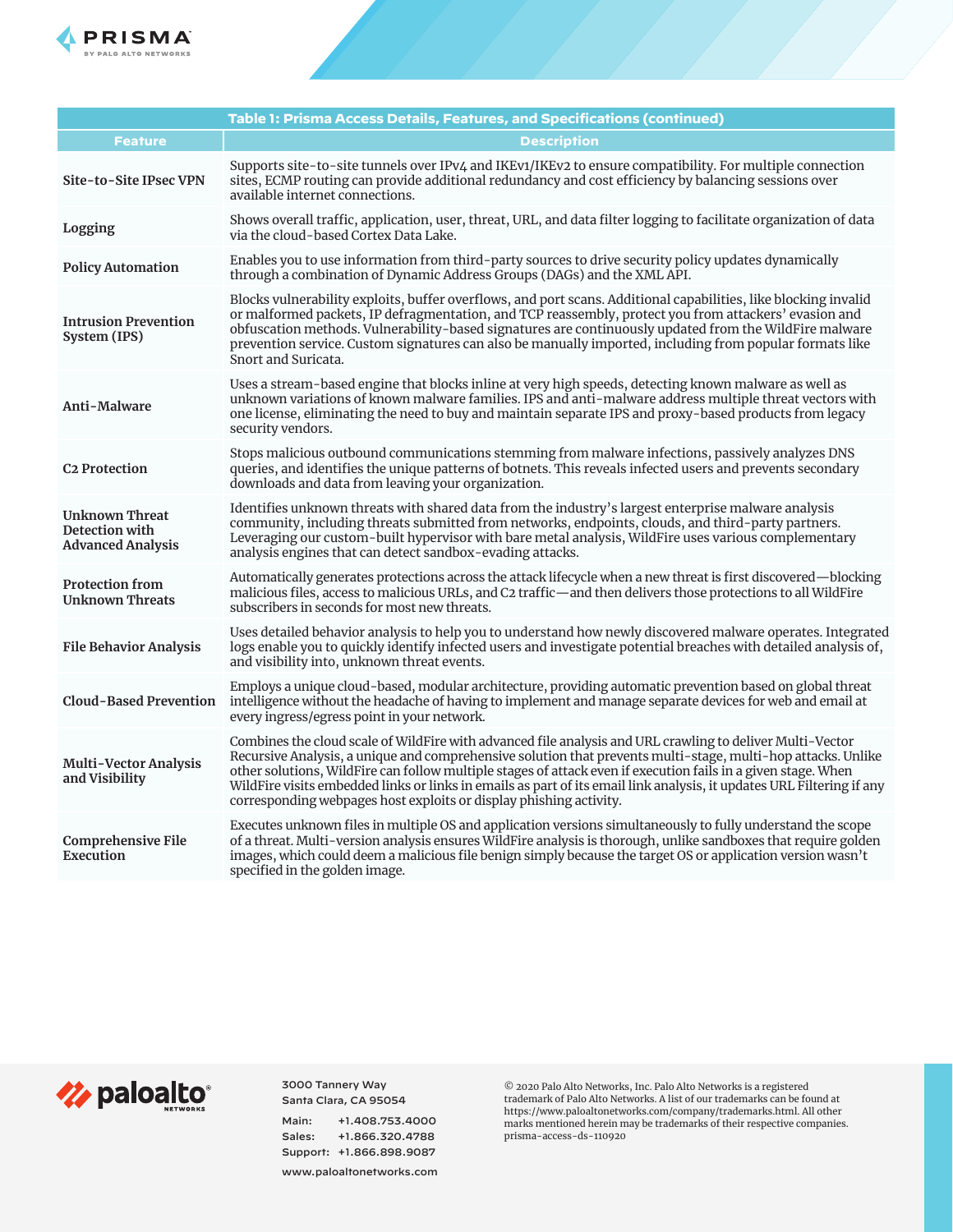| Table 1: Prisma Access Details, Features, and Specifications (continued) | |
|---|---|
| **Feature** | **Description** |
| **Site-to-Site IPsec VPN** | Supports site-to-site tunnels over IPv4 and IKEv1/IKEv2 to ensure compatibility. For multiple connection sites, ECMP routing can provide additional redundancy and cost efficiency by balancing sessions over available internet connections. |
| **Logging** | Shows overall traffic, application, user, threat, URL, and data filter logging to facilitate organization of data via the cloud-based Cortex Data Lake. |
| **Policy Automation** | Enables you to use information from third-party sources to drive security policy updates dynamically through a combination of Dynamic Address Groups (DAGs) and the XML API. |
| **Intrusion Prevention System (IPS)** | Blocks vulnerability exploits, buffer overflows, and port scans. Additional capabilities, like blocking invalid or malformed packets, IP defragmentation, and TCP reassembly, protect you from attackers' evasion and obfuscation methods. Vulnerability-based signatures are continuously updated from the WildFire malware prevention service. Custom signatures can also be manually imported, including from popular formats like Snort and Suricata. |
| **Anti-Malware** | Uses a stream-based engine that blocks inline at very high speeds, detecting known malware as well as unknown variations of known malware families. IPS and anti-malware address multiple threat vectors with one license, eliminating the need to buy and maintain separate IPS and proxy-based products from legacy security vendors. |
| **C2 Protection** | Stops malicious outbound communications stemming from malware infections, passively analyzes DNS queries, and identifies the unique patterns of botnets. This reveals infected users and prevents secondary downloads and data from leaving your organization. |
| **Unknown Threat Detection with Advanced Analysis** | Identifies unknown threats with shared data from the industry's largest enterprise malware analysis community, including threats submitted from networks, endpoints, clouds, and third-party partners. Leveraging our custom-built hypervisor with bare metal analysis, WildFire uses various complementary analysis engines that can detect sandbox-evading attacks. |
| **Protection from Unknown Threats** | Automatically generates protections across the attack lifecycle when a new threat is first discovered—blocking malicious files, access to malicious URLs, and C2 traffic—and then delivers those protections to all WildFire subscribers in seconds for most new threats. |
| **File Behavior Analysis** | Uses detailed behavior analysis to help you to understand how newly discovered malware operates. Integrated logs enable you to quickly identify infected users and investigate potential breaches with detailed analysis of, and visibility into, unknown threat events. |
| **Cloud-Based Prevention** | Employs a unique cloud-based, modular architecture, providing automatic prevention based on global threat intelligence without the headache of having to implement and manage separate devices for web and email at every ingress/egress point in your network. |
| **Multi-Vector Analysis and Visibility** | Combines the cloud scale of WildFire with advanced file analysis and URL crawling to deliver Multi-Vector Recursive Analysis, a unique and comprehensive solution that prevents multi-stage, multi-hop attacks. Unlike other solutions, WildFire can follow multiple stages of attack even if execution fails in a given stage. When WildFire visits embedded links or links in emails as part of its email link analysis, it updates URL Filtering if any corresponding webpages host exploits or display phishing activity. |
| **Comprehensive File Execution** | Executes unknown files in multiple OS and application versions simultaneously to fully understand the scope of a threat. Multi-version analysis ensures WildFire analysis is thorough, unlike sandboxes that require golden images, which could deem a malicious file benign simply because the target OS or application version wasn't specified in the golden image. |

3000 Tannery Way
Santa Clara, CA 95054

Main: +1.408.753.4000
Sales: +1.866.320.4788
Support: +1.866.898.9087

www.paloaltonetworks.com

© 2020 Palo Alto Networks, Inc. Palo Alto Networks is a registered trademark of Palo Alto Networks. A list of our trademarks can be found at https://www.paloaltonetworks.com/company/trademarks.html. All other marks mentioned herein may be trademarks of their respective companies. prisma-access-ds-110920